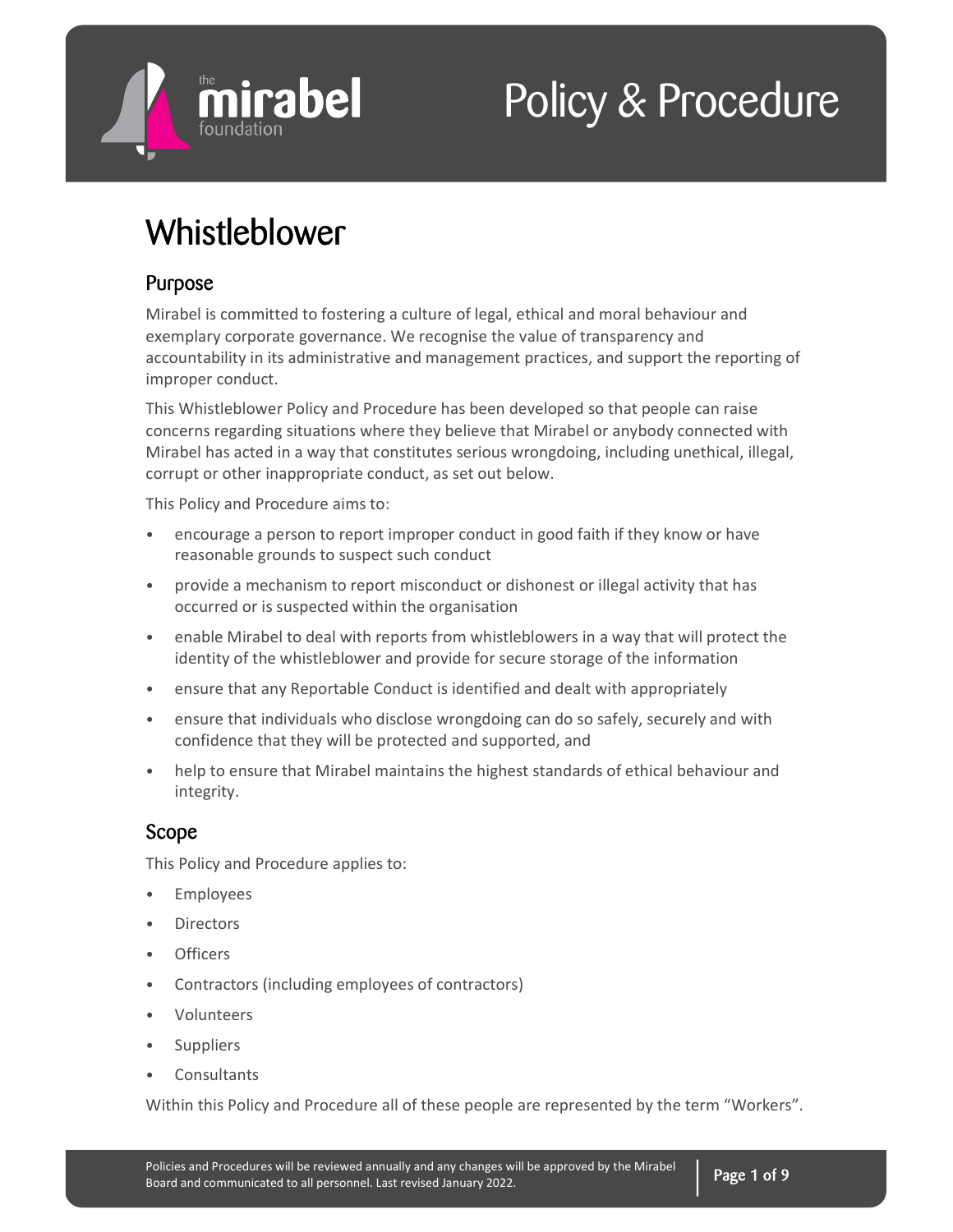# Whistleblower

## Purpose

Mirabel is committed to fostering a culture of legal, ethical and moral behaviour and exemplary corporate governance. We recognise the value of transparency and accountability in its administrative and management practices, and support the reporting of improper conduct.

This Whistleblower Policy and Procedure has been developed so that people can raise concerns regarding situations where they believe that Mirabel or anybody connected with Mirabel has acted in a way that constitutes serious wrongdoing, including unethical, illegal, corrupt or other inappropriate conduct, as set out below.

This Policy and Procedure aims to:

- encourage a person to report improper conduct in good faith if they know or have reasonable grounds to suspect such conduct
- provide a mechanism to report misconduct or dishonest or illegal activity that has occurred or is suspected within the organisation
- enable Mirabel to deal with reports from whistleblowers in a way that will protect the identity of the whistleblower and provide for secure storage of the information
- ensure that any Reportable Conduct is identified and dealt with appropriately
- ensure that individuals who disclose wrongdoing can do so safely, securely and with confidence that they will be protected and supported, and
- help to ensure that Mirabel maintains the highest standards of ethical behaviour and integrity.

## Scope

This Policy and Procedure applies to:

- Employees
- Directors
- Officers
- Contractors (including employees of contractors)
- Volunteers
- Suppliers
- Consultants

Within this Policy and Procedure all of these people are represented by the term "Workers".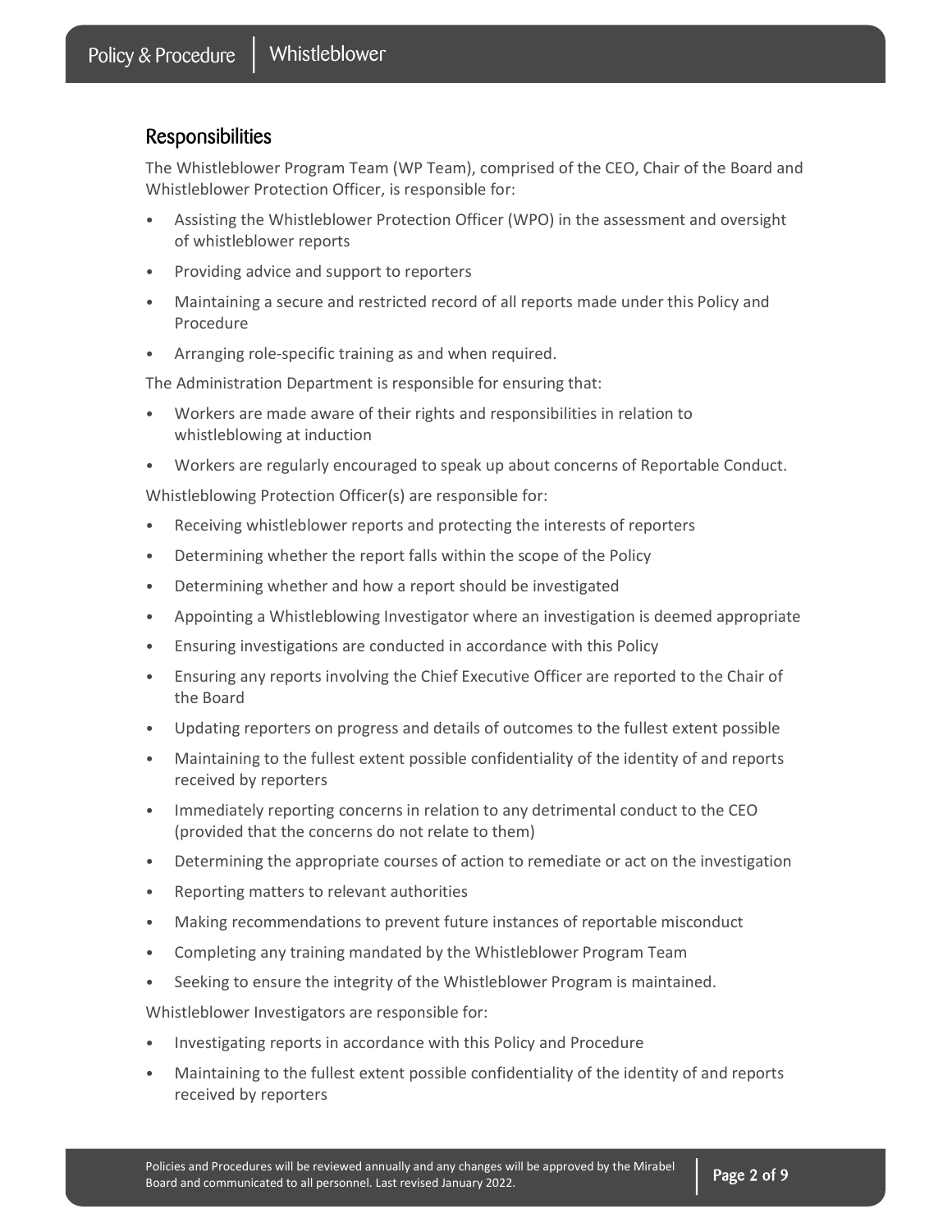## Responsibilities

The Whistleblower Program Team (WP Team), comprised of the CEO, Chair of the Board and Whistleblower Protection Officer, is responsible for:

- Assisting the Whistleblower Protection Officer (WPO) in the assessment and oversight of whistleblower reports
- Providing advice and support to reporters
- Maintaining a secure and restricted record of all reports made under this Policy and Procedure
- Arranging role-specific training as and when required.

The Administration Department is responsible for ensuring that:

- Workers are made aware of their rights and responsibilities in relation to whistleblowing at induction
- Workers are regularly encouraged to speak up about concerns of Reportable Conduct.

Whistleblowing Protection Officer(s) are responsible for:

- Receiving whistleblower reports and protecting the interests of reporters
- Determining whether the report falls within the scope of the Policy
- Determining whether and how a report should be investigated
- Appointing a Whistleblowing Investigator where an investigation is deemed appropriate
- Ensuring investigations are conducted in accordance with this Policy
- Ensuring any reports involving the Chief Executive Officer are reported to the Chair of the Board
- Updating reporters on progress and details of outcomes to the fullest extent possible
- Maintaining to the fullest extent possible confidentiality of the identity of and reports received by reporters
- Immediately reporting concerns in relation to any detrimental conduct to the CEO (provided that the concerns do not relate to them)
- Determining the appropriate courses of action to remediate or act on the investigation
- Reporting matters to relevant authorities
- Making recommendations to prevent future instances of reportable misconduct
- Completing any training mandated by the Whistleblower Program Team
- Seeking to ensure the integrity of the Whistleblower Program is maintained.

Whistleblower Investigators are responsible for:

- Investigating reports in accordance with this Policy and Procedure
- Maintaining to the fullest extent possible confidentiality of the identity of and reports received by reporters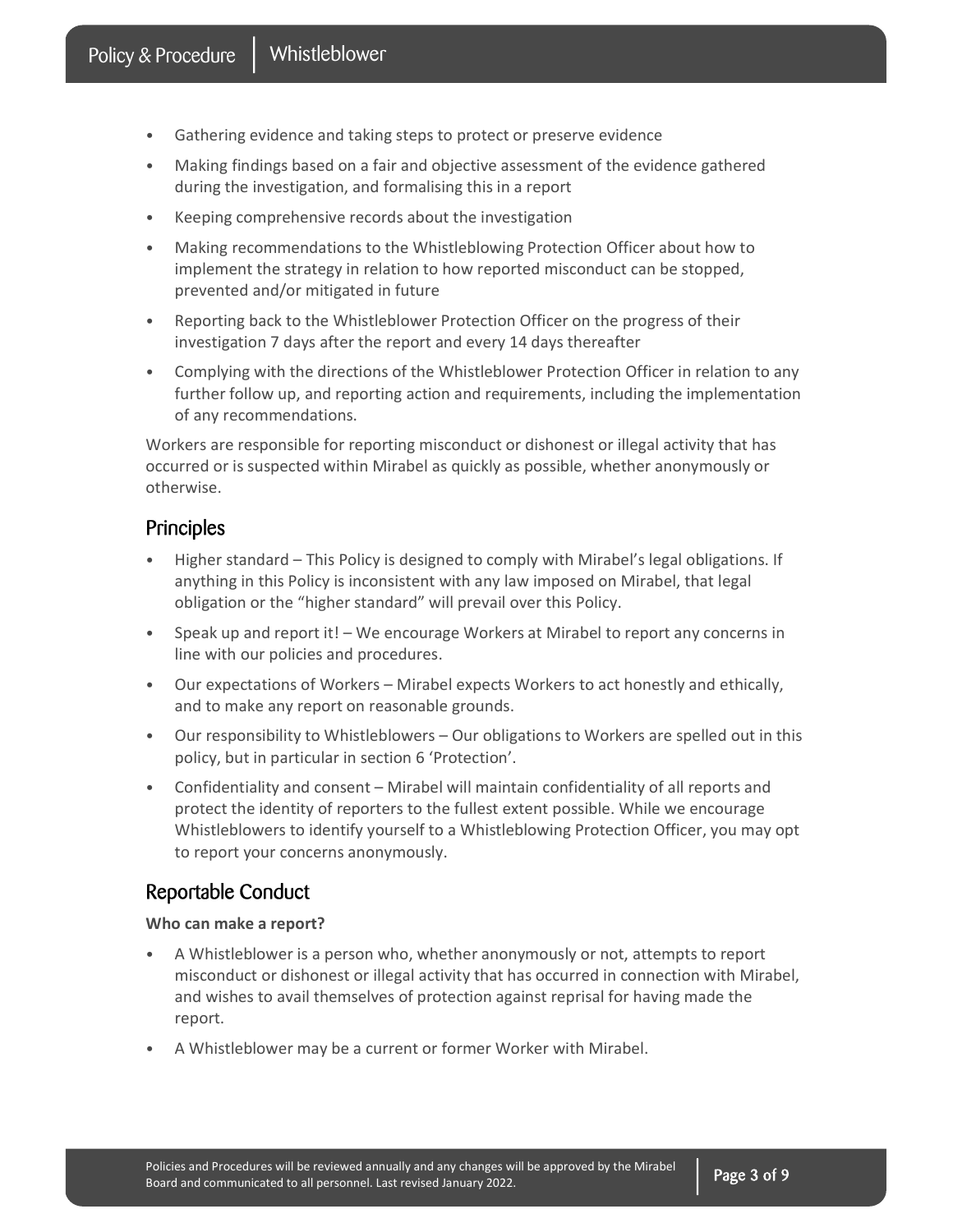- Gathering evidence and taking steps to protect or preserve evidence
- Making findings based on a fair and objective assessment of the evidence gathered during the investigation, and formalising this in a report
- Keeping comprehensive records about the investigation
- Making recommendations to the Whistleblowing Protection Officer about how to implement the strategy in relation to how reported misconduct can be stopped, prevented and/or mitigated in future
- Reporting back to the Whistleblower Protection Officer on the progress of their investigation 7 days after the report and every 14 days thereafter
- Complying with the directions of the Whistleblower Protection Officer in relation to any further follow up, and reporting action and requirements, including the implementation of any recommendations.

Workers are responsible for reporting misconduct or dishonest or illegal activity that has occurred or is suspected within Mirabel as quickly as possible, whether anonymously or otherwise.

## Principles

- Higher standard – This Policy is designed to comply with Mirabel's legal obligations. If anything in this Policy is inconsistent with any law imposed on Mirabel, that legal obligation or the "higher standard" will prevail over this Policy.
- Speak up and report it! – We encourage Workers at Mirabel to report any concerns in line with our policies and procedures.
- Our expectations of Workers – Mirabel expects Workers to act honestly and ethically, and to make any report on reasonable grounds.
- Our responsibility to Whistleblowers – Our obligations to Workers are spelled out in this policy, but in particular in section 6 'Protection'.
- Confidentiality and consent – Mirabel will maintain confidentiality of all reports and protect the identity of reporters to the fullest extent possible. While we encourage Whistleblowers to identify yourself to a Whistleblowing Protection Officer, you may opt to report your concerns anonymously.

## Reportable Conduct

**Who can make a report?**

- A Whistleblower is a person who, whether anonymously or not, attempts to report misconduct or dishonest or illegal activity that has occurred in connection with Mirabel, and wishes to avail themselves of protection against reprisal for having made the report.
- A Whistleblower may be a current or former Worker with Mirabel.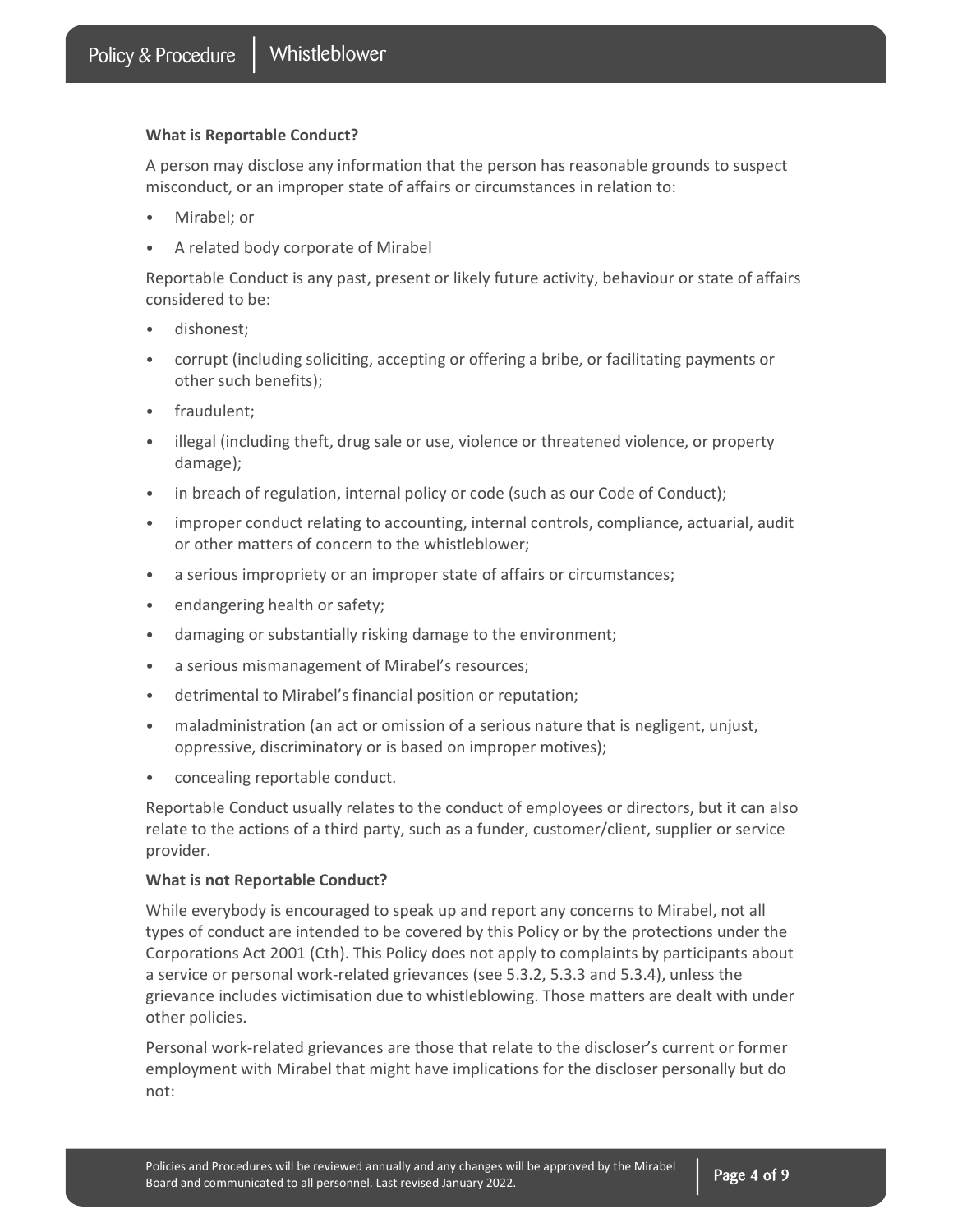**What is Reportable Conduct?**

A person may disclose any information that the person has reasonable grounds to suspect misconduct, or an improper state of affairs or circumstances in relation to:

- Mirabel; or
- A related body corporate of Mirabel

Reportable Conduct is any past, present or likely future activity, behaviour or state of affairs considered to be:

- dishonest;
- corrupt (including soliciting, accepting or offering a bribe, or facilitating payments or other such benefits);
- fraudulent;
- illegal (including theft, drug sale or use, violence or threatened violence, or property damage);
- in breach of regulation, internal policy or code (such as our Code of Conduct);
- improper conduct relating to accounting, internal controls, compliance, actuarial, audit or other matters of concern to the whistleblower;
- a serious impropriety or an improper state of affairs or circumstances;
- endangering health or safety;
- damaging or substantially risking damage to the environment;
- a serious mismanagement of Mirabel's resources;
- detrimental to Mirabel's financial position or reputation;
- maladministration (an act or omission of a serious nature that is negligent, unjust, oppressive, discriminatory or is based on improper motives);
- concealing reportable conduct.

Reportable Conduct usually relates to the conduct of employees or directors, but it can also relate to the actions of a third party, such as a funder, customer/client, supplier or service provider.

**What is not Reportable Conduct?**

While everybody is encouraged to speak up and report any concerns to Mirabel, not all types of conduct are intended to be covered by this Policy or by the protections under the Corporations Act 2001 (Cth). This Policy does not apply to complaints by participants about a service or personal work-related grievances (see 5.3.2, 5.3.3 and 5.3.4), unless the grievance includes victimisation due to whistleblowing. Those matters are dealt with under other policies.

Personal work-related grievances are those that relate to the discloser's current or former employment with Mirabel that might have implications for the discloser personally but do not: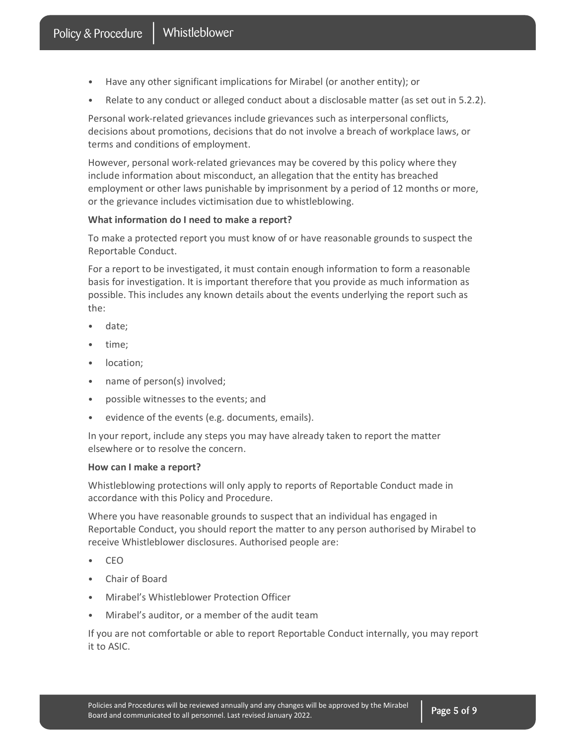- Have any other significant implications for Mirabel (or another entity); or
- Relate to any conduct or alleged conduct about a disclosable matter (as set out in 5.2.2).

Personal work-related grievances include grievances such as interpersonal conflicts, decisions about promotions, decisions that do not involve a breach of workplace laws, or terms and conditions of employment.

However, personal work-related grievances may be covered by this policy where they include information about misconduct, an allegation that the entity has breached employment or other laws punishable by imprisonment by a period of 12 months or more, or the grievance includes victimisation due to whistleblowing.

**What information do I need to make a report?**

To make a protected report you must know of or have reasonable grounds to suspect the Reportable Conduct.

For a report to be investigated, it must contain enough information to form a reasonable basis for investigation. It is important therefore that you provide as much information as possible. This includes any known details about the events underlying the report such as the:

- date;
- time;
- location;
- name of person(s) involved;
- possible witnesses to the events; and
- evidence of the events (e.g. documents, emails).

In your report, include any steps you may have already taken to report the matter elsewhere or to resolve the concern.

**How can I make a report?**

Whistleblowing protections will only apply to reports of Reportable Conduct made in accordance with this Policy and Procedure.

Where you have reasonable grounds to suspect that an individual has engaged in Reportable Conduct, you should report the matter to any person authorised by Mirabel to receive Whistleblower disclosures. Authorised people are:

- CEO
- Chair of Board
- Mirabel's Whistleblower Protection Officer
- Mirabel's auditor, or a member of the audit team

If you are not comfortable or able to report Reportable Conduct internally, you may report it to ASIC.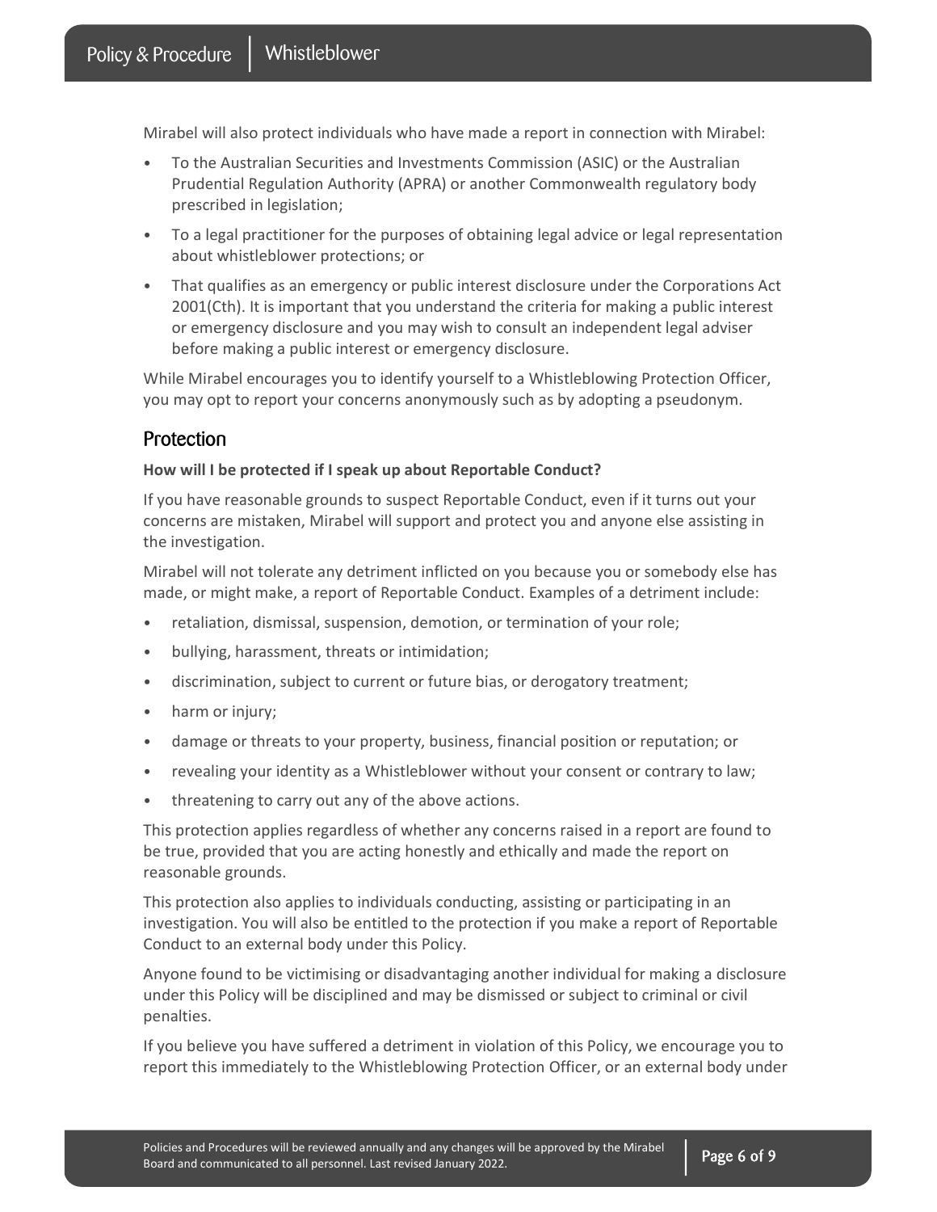Mirabel will also protect individuals who have made a report in connection with Mirabel:

- To the Australian Securities and Investments Commission (ASIC) or the Australian Prudential Regulation Authority (APRA) or another Commonwealth regulatory body prescribed in legislation;
- To a legal practitioner for the purposes of obtaining legal advice or legal representation about whistleblower protections; or
- That qualifies as an emergency or public interest disclosure under the Corporations Act 2001(Cth). It is important that you understand the criteria for making a public interest or emergency disclosure and you may wish to consult an independent legal adviser before making a public interest or emergency disclosure.

While Mirabel encourages you to identify yourself to a Whistleblowing Protection Officer, you may opt to report your concerns anonymously such as by adopting a pseudonym.

## Protection

**How will I be protected if I speak up about Reportable Conduct?**

If you have reasonable grounds to suspect Reportable Conduct, even if it turns out your concerns are mistaken, Mirabel will support and protect you and anyone else assisting in the investigation.

Mirabel will not tolerate any detriment inflicted on you because you or somebody else has made, or might make, a report of Reportable Conduct. Examples of a detriment include:

- retaliation, dismissal, suspension, demotion, or termination of your role;
- bullying, harassment, threats or intimidation;
- discrimination, subject to current or future bias, or derogatory treatment;
- harm or injury;
- damage or threats to your property, business, financial position or reputation; or
- revealing your identity as a Whistleblower without your consent or contrary to law;
- threatening to carry out any of the above actions.

This protection applies regardless of whether any concerns raised in a report are found to be true, provided that you are acting honestly and ethically and made the report on reasonable grounds.

This protection also applies to individuals conducting, assisting or participating in an investigation. You will also be entitled to the protection if you make a report of Reportable Conduct to an external body under this Policy.

Anyone found to be victimising or disadvantaging another individual for making a disclosure under this Policy will be disciplined and may be dismissed or subject to criminal or civil penalties.

If you believe you have suffered a detriment in violation of this Policy, we encourage you to report this immediately to the Whistleblowing Protection Officer, or an external body under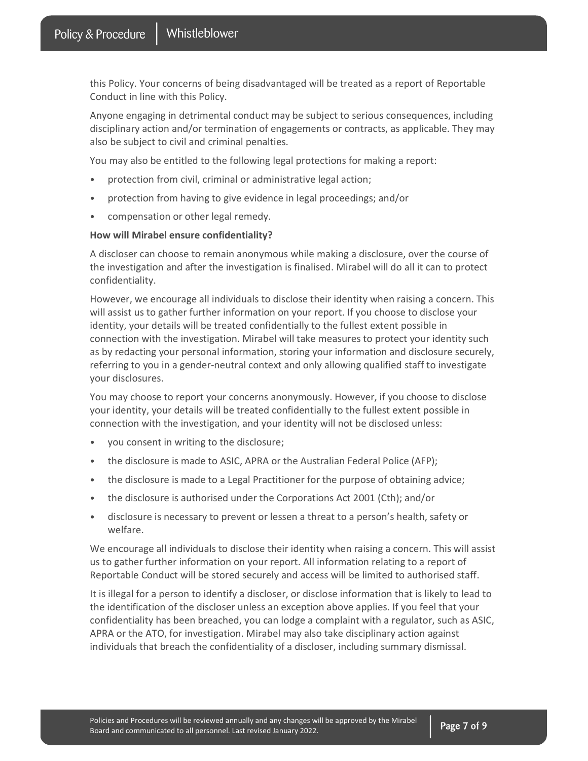this Policy. Your concerns of being disadvantaged will be treated as a report of Reportable Conduct in line with this Policy.

Anyone engaging in detrimental conduct may be subject to serious consequences, including disciplinary action and/or termination of engagements or contracts, as applicable. They may also be subject to civil and criminal penalties.

You may also be entitled to the following legal protections for making a report:

- protection from civil, criminal or administrative legal action;
- protection from having to give evidence in legal proceedings; and/or
- compensation or other legal remedy.

**How will Mirabel ensure confidentiality?**

A discloser can choose to remain anonymous while making a disclosure, over the course of the investigation and after the investigation is finalised. Mirabel will do all it can to protect confidentiality.

However, we encourage all individuals to disclose their identity when raising a concern. This will assist us to gather further information on your report. If you choose to disclose your identity, your details will be treated confidentially to the fullest extent possible in connection with the investigation. Mirabel will take measures to protect your identity such as by redacting your personal information, storing your information and disclosure securely, referring to you in a gender-neutral context and only allowing qualified staff to investigate your disclosures.

You may choose to report your concerns anonymously. However, if you choose to disclose your identity, your details will be treated confidentially to the fullest extent possible in connection with the investigation, and your identity will not be disclosed unless:

- you consent in writing to the disclosure;
- the disclosure is made to ASIC, APRA or the Australian Federal Police (AFP);
- the disclosure is made to a Legal Practitioner for the purpose of obtaining advice;
- the disclosure is authorised under the Corporations Act 2001 (Cth); and/or
- disclosure is necessary to prevent or lessen a threat to a person's health, safety or welfare.

We encourage all individuals to disclose their identity when raising a concern. This will assist us to gather further information on your report. All information relating to a report of Reportable Conduct will be stored securely and access will be limited to authorised staff.

It is illegal for a person to identify a discloser, or disclose information that is likely to lead to the identification of the discloser unless an exception above applies. If you feel that your confidentiality has been breached, you can lodge a complaint with a regulator, such as ASIC, APRA or the ATO, for investigation. Mirabel may also take disciplinary action against individuals that breach the confidentiality of a discloser, including summary dismissal.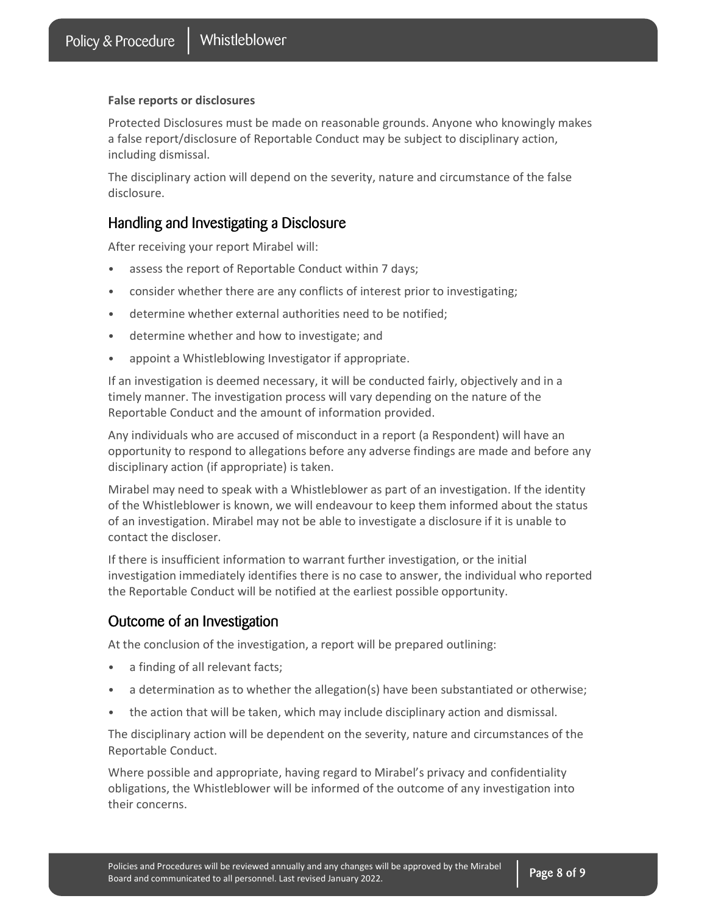**False reports or disclosures**

Protected Disclosures must be made on reasonable grounds. Anyone who knowingly makes a false report/disclosure of Reportable Conduct may be subject to disciplinary action, including dismissal.

The disciplinary action will depend on the severity, nature and circumstance of the false disclosure.

## Handling and Investigating a Disclosure

After receiving your report Mirabel will:

- assess the report of Reportable Conduct within 7 days;
- consider whether there are any conflicts of interest prior to investigating;
- determine whether external authorities need to be notified;
- determine whether and how to investigate; and
- appoint a Whistleblowing Investigator if appropriate.

If an investigation is deemed necessary, it will be conducted fairly, objectively and in a timely manner. The investigation process will vary depending on the nature of the Reportable Conduct and the amount of information provided.

Any individuals who are accused of misconduct in a report (a Respondent) will have an opportunity to respond to allegations before any adverse findings are made and before any disciplinary action (if appropriate) is taken.

Mirabel may need to speak with a Whistleblower as part of an investigation. If the identity of the Whistleblower is known, we will endeavour to keep them informed about the status of an investigation. Mirabel may not be able to investigate a disclosure if it is unable to contact the discloser.

If there is insufficient information to warrant further investigation, or the initial investigation immediately identifies there is no case to answer, the individual who reported the Reportable Conduct will be notified at the earliest possible opportunity.

## Outcome of an Investigation

At the conclusion of the investigation, a report will be prepared outlining:

- a finding of all relevant facts;
- a determination as to whether the allegation(s) have been substantiated or otherwise;
- the action that will be taken, which may include disciplinary action and dismissal.

The disciplinary action will be dependent on the severity, nature and circumstances of the Reportable Conduct.

Where possible and appropriate, having regard to Mirabel's privacy and confidentiality obligations, the Whistleblower will be informed of the outcome of any investigation into their concerns.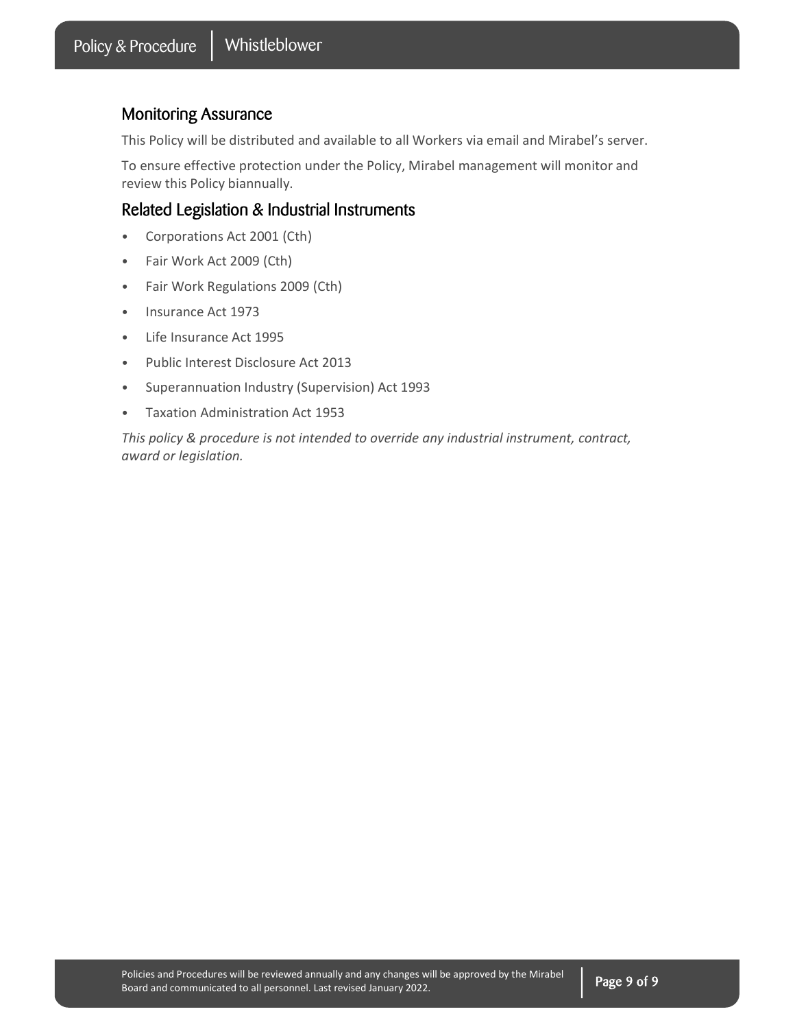## Monitoring Assurance

This Policy will be distributed and available to all Workers via email and Mirabel's server.

To ensure effective protection under the Policy, Mirabel management will monitor and review this Policy biannually.

## Related Legislation & Industrial Instruments

- Corporations Act 2001 (Cth)
- Fair Work Act 2009 (Cth)
- Fair Work Regulations 2009 (Cth)
- Insurance Act 1973
- Life Insurance Act 1995
- Public Interest Disclosure Act 2013
- Superannuation Industry (Supervision) Act 1993
- Taxation Administration Act 1953

*This policy & procedure is not intended to override any industrial instrument, contract, award or legislation.*